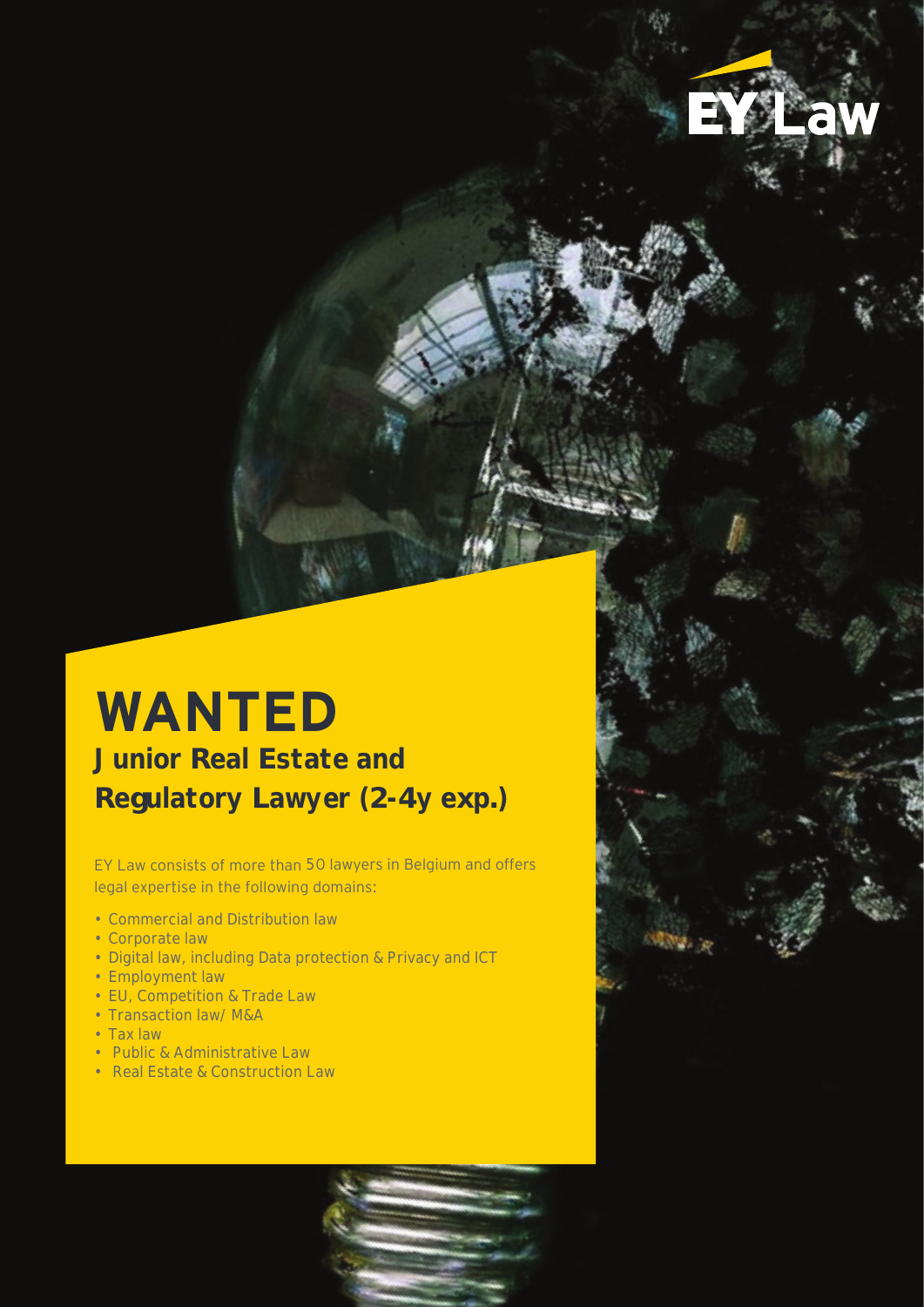EY Law

# WANTED

## Junior Real Estate and Regulatory Lawyer (2-4y exp.)

EY Law consists of more than 50 lawyers in Belgium and offers legal expertise in the following domains:

- Commercial and Distribution law
- Corporate law
- Digital law, including Data protection & Privacy and ICT
- Employment law
- EU, Competition & Trade Law
- Transaction law/ M&A
- Tax law
- Public & Administrative Law
- Real Estate & Construction Law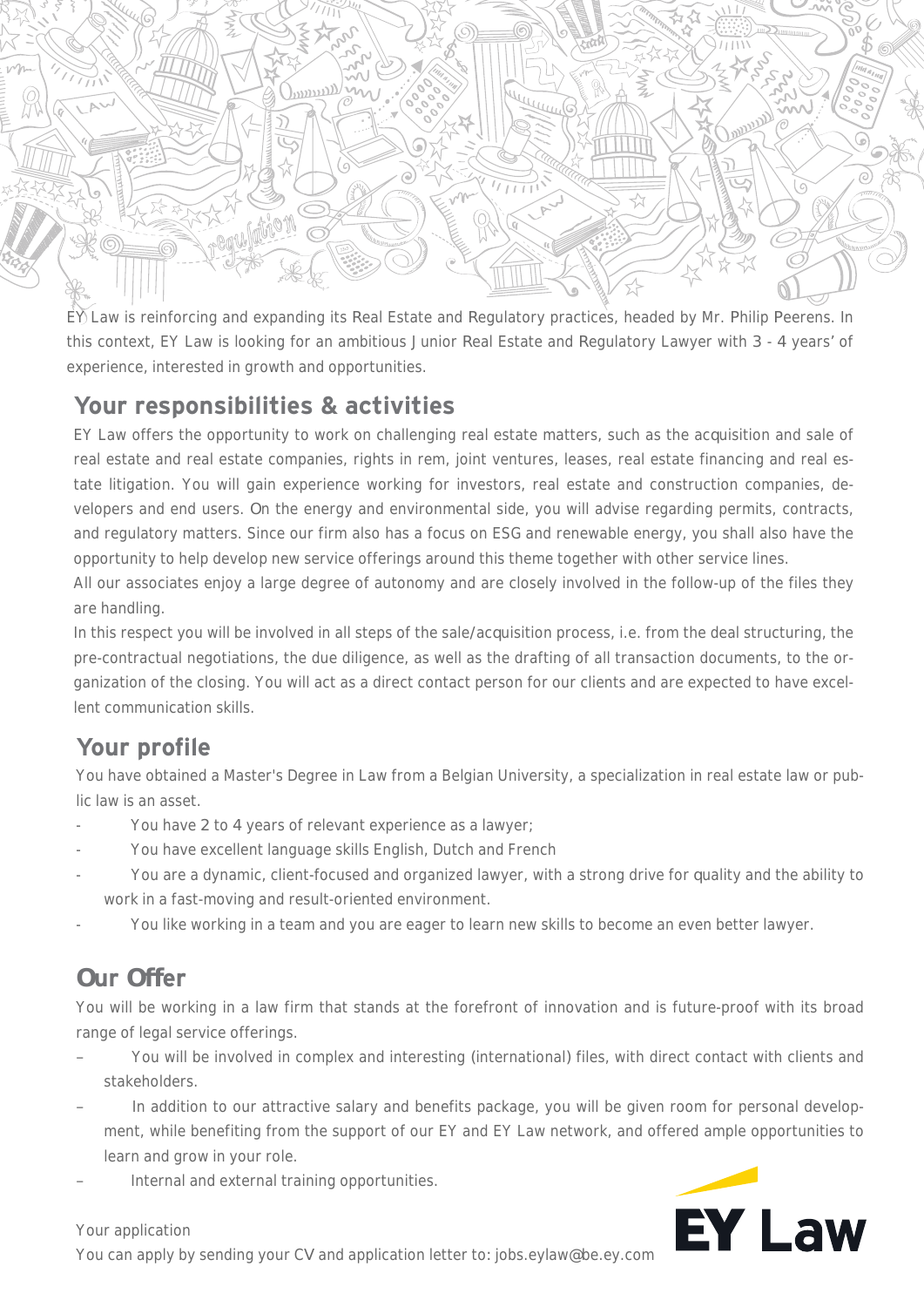EY Law is reinforcing and expanding its Real Estate and Regulatory practices, headed by Mr. Philip Peerens. In this context, EY Law is looking for an ambitious Junior Real Estate and Regulatory Lawyer with 3 - 4 years' of experience, interested in growth and opportunities.

## Your responsibilities & activities

EY Law offers the opportunity to work on challenging real estate matters, such as the acquisition and sale of real estate and real estate companies, rights in rem, joint ventures, leases, real estate financing and real estate litigation. You will gain experience working for investors, real estate and construction companies, developers and end users. On the energy and environmental side, you will advise regarding permits, contracts, and regulatory matters. Since our firm also has a focus on ESG and renewable energy, you shall also have the opportunity to help develop new service offerings around this theme together with other service lines.

All our associates enjoy a large degree of autonomy and are closely involved in the follow-up of the files they are handling.

In this respect you will be involved in all steps of the sale/acquisition process, i.e. from the deal structuring, the pre-contractual negotiations, the due diligence, as well as the drafting of all transaction documents, to the organization of the closing. You will act as a direct contact person for our clients and are expected to have excellent communication skills.

## Your profile

You have obtained a Master's Degree in Law from a Belgian University, a specialization in real estate law or public law is an asset.

- You have 2 to 4 years of relevant experience as a lawyer;
- You have excellent language skills English, Dutch and French
- You are a dynamic, client-focused and organized lawyer, with a strong drive for quality and the ability to work in a fast-moving and result-oriented environment.
- You like working in a team and you are eager to learn new skills to become an even better lawyer.

## Our Offer

You will be working in a law firm that stands at the forefront of innovation and is future-proof with its broad range of legal service offerings.

- You will be involved in complex and interesting (international) files, with direct contact with clients and stakeholders.
- In addition to our attractive salary and benefits package, you will be given room for personal development, while benefiting from the support of our EY and EY Law network, and offered ample opportunities to learn and grow in your role.
- Internal and external training opportunities.

Your application

You can apply by sending your CV and application letter to: jobs.eylaw@be.ey.com

EY Law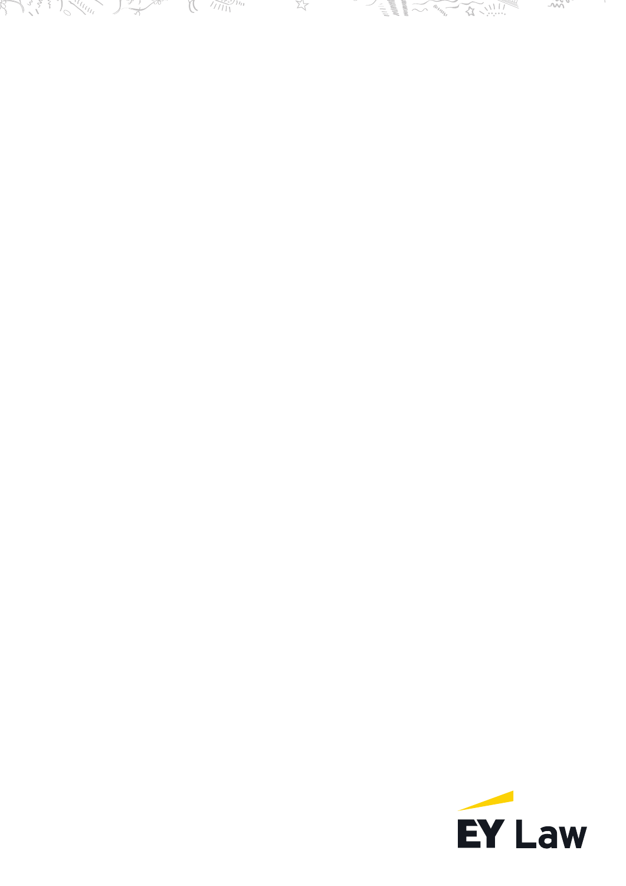EY Law